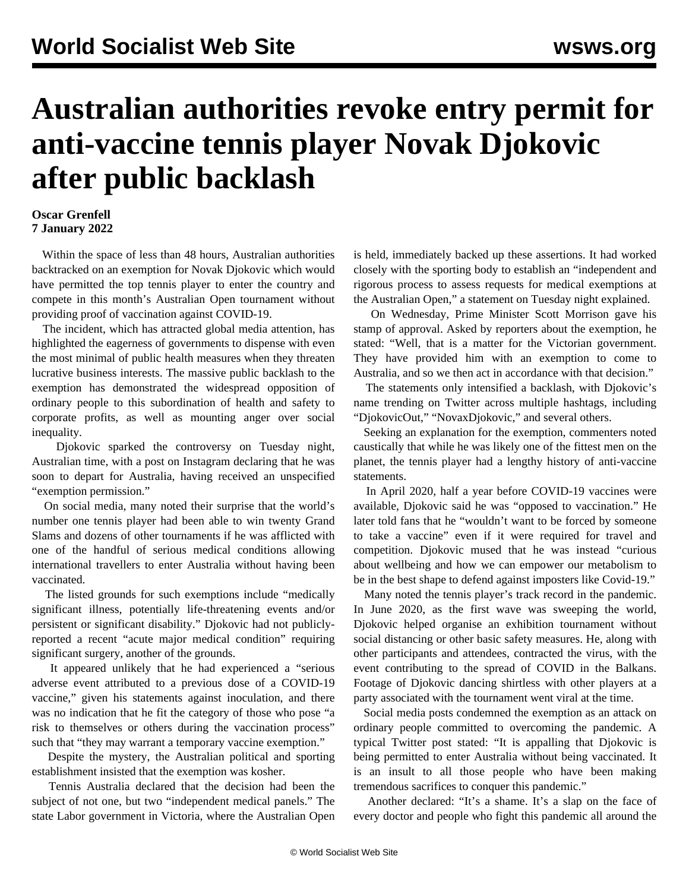# Australian authorities revoke entry permit for anti-vaccine tennis player Novak Djokovic after public backlash

**Oscar Grenfell**
**7 January 2022**

Within the space of less than 48 hours, Australian authorities backtracked on an exemption for Novak Djokovic which would have permitted the top tennis player to enter the country and compete in this month's Australian Open tournament without providing proof of vaccination against COVID-19.

The incident, which has attracted global media attention, has highlighted the eagerness of governments to dispense with even the most minimal of public health measures when they threaten lucrative business interests. The massive public backlash to the exemption has demonstrated the widespread opposition of ordinary people to this subordination of health and safety to corporate profits, as well as mounting anger over social inequality.

Djokovic sparked the controversy on Tuesday night, Australian time, with a post on Instagram declaring that he was soon to depart for Australia, having received an unspecified "exemption permission."

On social media, many noted their surprise that the world's number one tennis player had been able to win twenty Grand Slams and dozens of other tournaments if he was afflicted with one of the handful of serious medical conditions allowing international travellers to enter Australia without having been vaccinated.

The listed grounds for such exemptions include "medically significant illness, potentially life-threatening events and/or persistent or significant disability." Djokovic had not publicly-reported a recent "acute major medical condition" requiring significant surgery, another of the grounds.

It appeared unlikely that he had experienced a "serious adverse event attributed to a previous dose of a COVID-19 vaccine," given his statements against inoculation, and there was no indication that he fit the category of those who pose "a risk to themselves or others during the vaccination process" such that "they may warrant a temporary vaccine exemption."

Despite the mystery, the Australian political and sporting establishment insisted that the exemption was kosher.

Tennis Australia declared that the decision had been the subject of not one, but two "independent medical panels." The state Labor government in Victoria, where the Australian Open is held, immediately backed up these assertions. It had worked closely with the sporting body to establish an "independent and rigorous process to assess requests for medical exemptions at the Australian Open," a statement on Tuesday night explained.

On Wednesday, Prime Minister Scott Morrison gave his stamp of approval. Asked by reporters about the exemption, he stated: "Well, that is a matter for the Victorian government. They have provided him with an exemption to come to Australia, and so we then act in accordance with that decision."

The statements only intensified a backlash, with Djokovic's name trending on Twitter across multiple hashtags, including "DjokovicOut," "NovaxDjokovic," and several others.

Seeking an explanation for the exemption, commenters noted caustically that while he was likely one of the fittest men on the planet, the tennis player had a lengthy history of anti-vaccine statements.

In April 2020, half a year before COVID-19 vaccines were available, Djokovic said he was "opposed to vaccination." He later told fans that he "wouldn't want to be forced by someone to take a vaccine" even if it were required for travel and competition. Djokovic mused that he was instead "curious about wellbeing and how we can empower our metabolism to be in the best shape to defend against imposters like Covid-19."

Many noted the tennis player's track record in the pandemic. In June 2020, as the first wave was sweeping the world, Djokovic helped organise an exhibition tournament without social distancing or other basic safety measures. He, along with other participants and attendees, contracted the virus, with the event contributing to the spread of COVID in the Balkans. Footage of Djokovic dancing shirtless with other players at a party associated with the tournament went viral at the time.

Social media posts condemned the exemption as an attack on ordinary people committed to overcoming the pandemic. A typical Twitter post stated: "It is appalling that Djokovic is being permitted to enter Australia without being vaccinated. It is an insult to all those people who have been making tremendous sacrifices to conquer this pandemic."

Another declared: "It's a shame. It's a slap on the face of every doctor and people who fight this pandemic all around the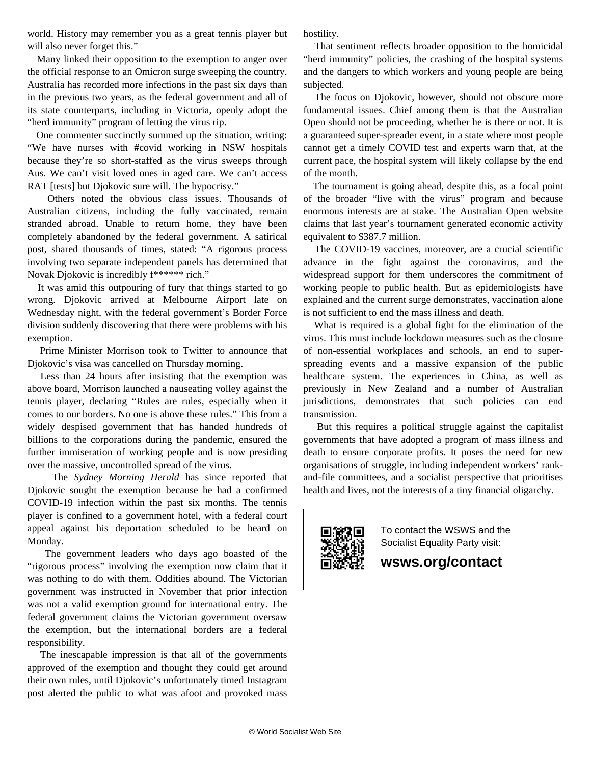world. History may remember you as a great tennis player but will also never forget this."

Many linked their opposition to the exemption to anger over the official response to an Omicron surge sweeping the country. Australia has recorded more infections in the past six days than in the previous two years, as the federal government and all of its state counterparts, including in Victoria, openly adopt the "herd immunity" program of letting the virus rip.

One commenter succinctly summed up the situation, writing: "We have nurses with #covid working in NSW hospitals because they're so short-staffed as the virus sweeps through Aus. We can't visit loved ones in aged care. We can't access RAT [tests] but Djokovic sure will. The hypocrisy."

Others noted the obvious class issues. Thousands of Australian citizens, including the fully vaccinated, remain stranded abroad. Unable to return home, they have been completely abandoned by the federal government. A satirical post, shared thousands of times, stated: "A rigorous process involving two separate independent panels has determined that Novak Djokovic is incredibly f****** rich."

It was amid this outpouring of fury that things started to go wrong. Djokovic arrived at Melbourne Airport late on Wednesday night, with the federal government's Border Force division suddenly discovering that there were problems with his exemption.

Prime Minister Morrison took to Twitter to announce that Djokovic's visa was cancelled on Thursday morning.

Less than 24 hours after insisting that the exemption was above board, Morrison launched a nauseating volley against the tennis player, declaring "Rules are rules, especially when it comes to our borders. No one is above these rules." This from a widely despised government that has handed hundreds of billions to the corporations during the pandemic, ensured the further immiseration of working people and is now presiding over the massive, uncontrolled spread of the virus.

The *Sydney Morning Herald* has since reported that Djokovic sought the exemption because he had a confirmed COVID-19 infection within the past six months. The tennis player is confined to a government hotel, with a federal court appeal against his deportation scheduled to be heard on Monday.

The government leaders who days ago boasted of the "rigorous process" involving the exemption now claim that it was nothing to do with them. Oddities abound. The Victorian government was instructed in November that prior infection was not a valid exemption ground for international entry. The federal government claims the Victorian government oversaw the exemption, but the international borders are a federal responsibility.

The inescapable impression is that all of the governments approved of the exemption and thought they could get around their own rules, until Djokovic's unfortunately timed Instagram post alerted the public to what was afoot and provoked mass hostility.

That sentiment reflects broader opposition to the homicidal "herd immunity" policies, the crashing of the hospital systems and the dangers to which workers and young people are being subjected.

The focus on Djokovic, however, should not obscure more fundamental issues. Chief among them is that the Australian Open should not be proceeding, whether he is there or not. It is a guaranteed super-spreader event, in a state where most people cannot get a timely COVID test and experts warn that, at the current pace, the hospital system will likely collapse by the end of the month.

The tournament is going ahead, despite this, as a focal point of the broader "live with the virus" program and because enormous interests are at stake. The Australian Open website claims that last year's tournament generated economic activity equivalent to $387.7 million.

The COVID-19 vaccines, moreover, are a crucial scientific advance in the fight against the coronavirus, and the widespread support for them underscores the commitment of working people to public health. But as epidemiologists have explained and the current surge demonstrates, vaccination alone is not sufficient to end the mass illness and death.

What is required is a global fight for the elimination of the virus. This must include lockdown measures such as the closure of non-essential workplaces and schools, an end to super-spreading events and a massive expansion of the public healthcare system. The experiences in China, as well as previously in New Zealand and a number of Australian jurisdictions, demonstrate that such policies can end transmission.

But this requires a political struggle against the capitalist governments that have adopted a program of mass illness and death to ensure corporate profits. It poses the need for new organisations of struggle, including independent workers' rank-and-file committees, and a socialist perspective that prioritises health and lives, not the interests of a tiny financial oligarchy.

To contact the WSWS and the Socialist Equality Party visit:

**wsws.org/contact**